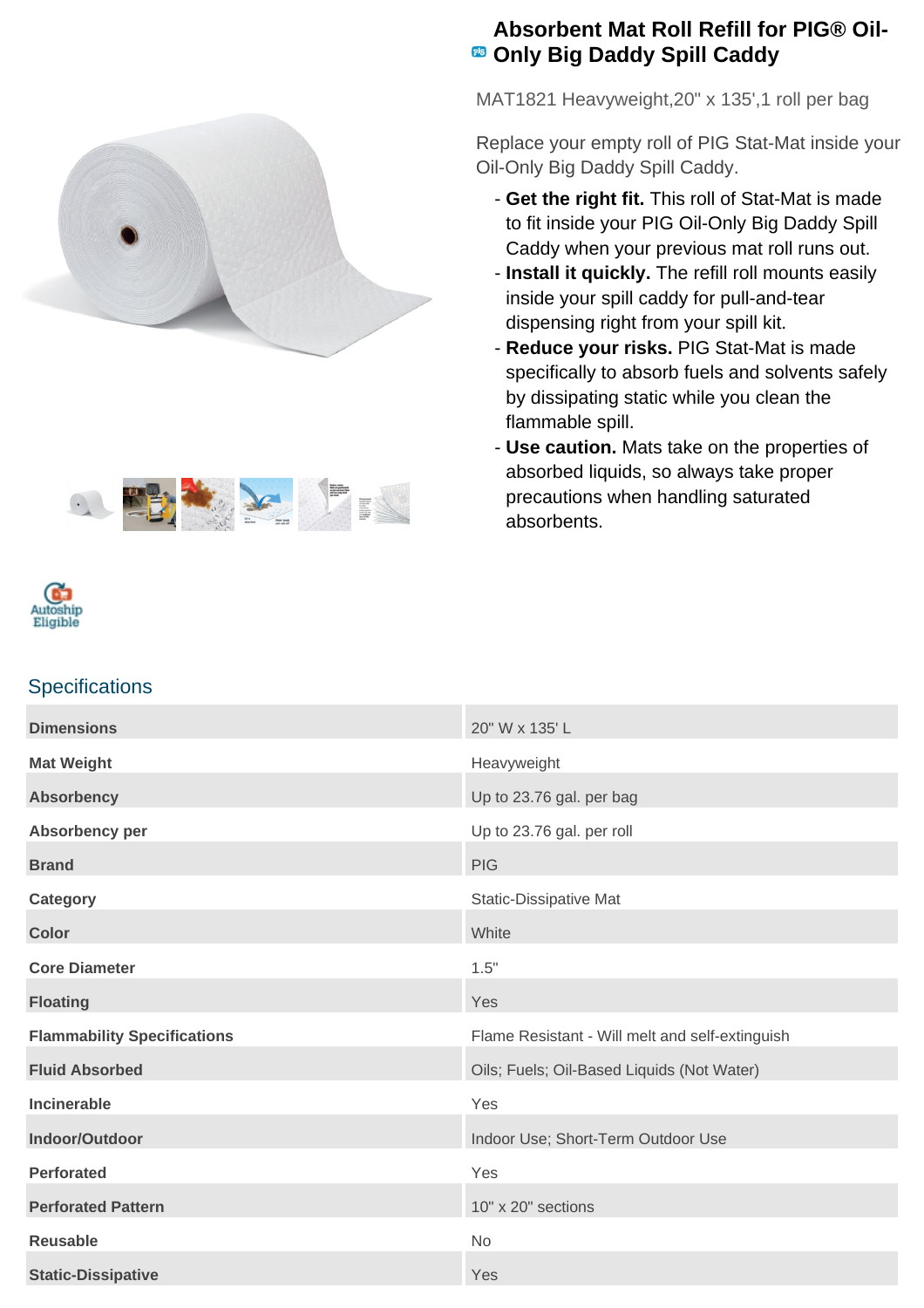# Absorbent Mat Roll Refill for PIG® Oil-Only Big Daddy Spill Caddy

MAT1821 Heavyweight,20" x 135',1 roll per bag

Replace your empty roll of PIG Stat-Mat inside your Oil-Only Big Daddy Spill Caddy.

- **Get the right fit.** This roll of Stat-Mat is made to fit inside your PIG Oil-Only Big Daddy Spill Caddy when your previous mat roll runs out.
- **Install it quickly.** The refill roll mounts easily inside your spill caddy for pull-and-tear dispensing right from your spill kit.
- **Reduce your risks.** PIG Stat-Mat is made specifically to absorb fuels and solvents safely by dissipating static while you clean the flammable spill.
- **Use caution.** Mats take on the properties of absorbed liquids, so always take proper precautions when handling saturated absorbents.

Autoship Eligible

## Specifications

| | |
|---|---|
| **Dimensions** | 20" W x 135' L |
| **Mat Weight** | Heavyweight |
| **Absorbency** | Up to 23.76 gal. per bag |
| **Absorbency per** | Up to 23.76 gal. per roll |
| **Brand** | PIG |
| **Category** | Static-Dissipative Mat |
| **Color** | White |
| **Core Diameter** | 1.5" |
| **Floating** | Yes |
| **Flammability Specifications** | Flame Resistant - Will melt and self-extinguish |
| **Fluid Absorbed** | Oils; Fuels; Oil-Based Liquids (Not Water) |
| **Incinerable** | Yes |
| **Indoor/Outdoor** | Indoor Use; Short-Term Outdoor Use |
| **Perforated** | Yes |
| **Perforated Pattern** | 10" x 20" sections |
| **Reusable** | No |
| **Static-Dissipative** | Yes |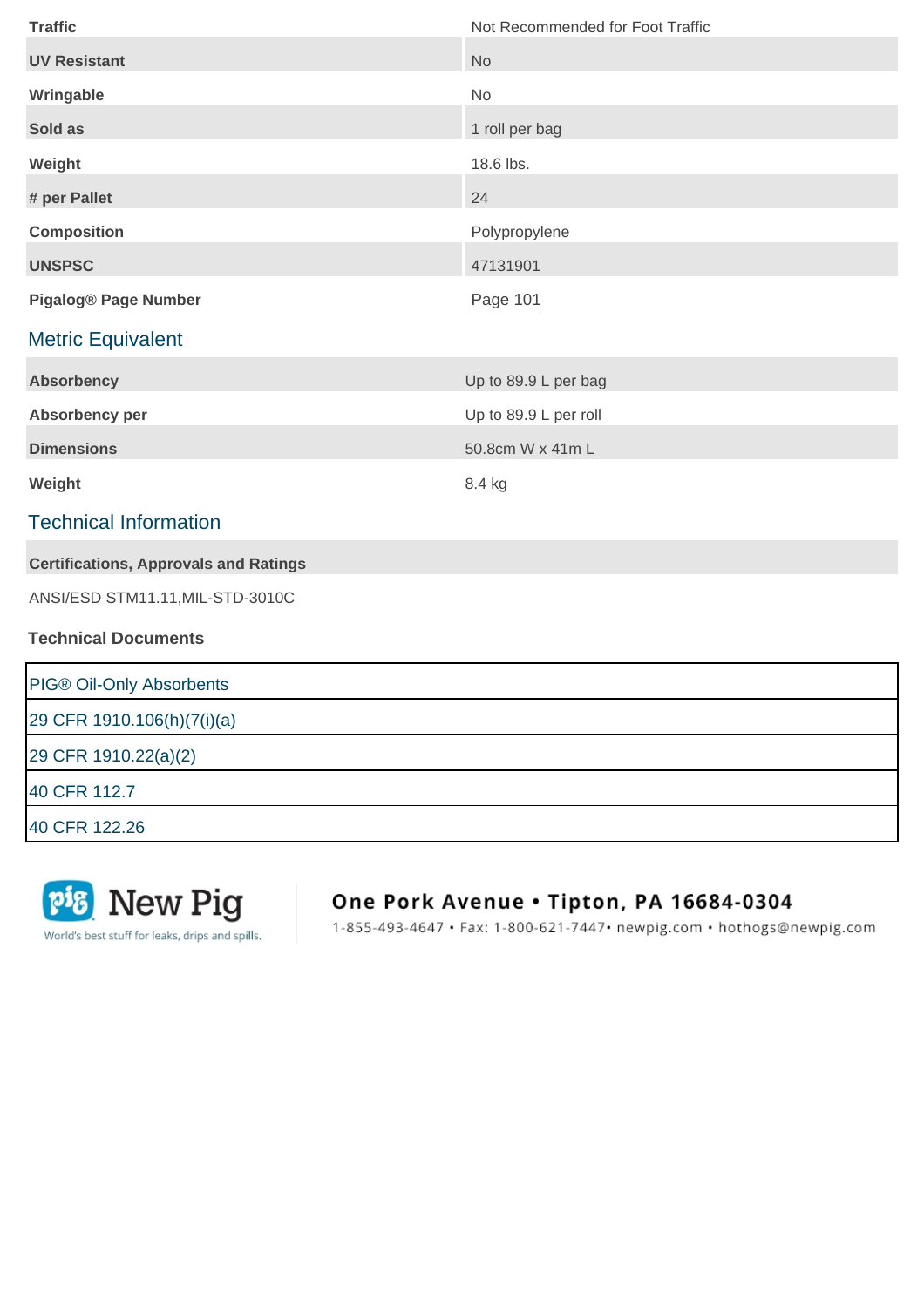| | |
|---|---|
| **Traffic** | Not Recommended for Foot Traffic |
| **UV Resistant** | No |
| **Wringable** | No |
| **Sold as** | 1 roll per bag |
| **Weight** | 18.6 lbs. |
| **# per Pallet** | 24 |
| **Composition** | Polypropylene |
| **UNSPSC** | 47131901 |
| **Pigalog® Page Number** | Page 101 |

## Metric Equivalent

| | |
|---|---|
| **Absorbency** | Up to 89.9 L per bag |
| **Absorbency per** | Up to 89.9 L per roll |
| **Dimensions** | 50.8cm W x 41m L |
| **Weight** | 8.4 kg |

## Technical Information

**Certifications, Approvals and Ratings**

ANSI/ESD STM11.11,MIL-STD-3010C

### Technical Documents

| |
|---|
| PIG® Oil-Only Absorbents |
| 29 CFR 1910.106(h)(7(i)(a) |
| 29 CFR 1910.22(a)(2) |
| 40 CFR 112.7 |
| 40 CFR 122.26 |

New Pig
World's best stuff for leaks, drips and spills.

One Pork Avenue • Tipton, PA 16684-0304
1-855-493-4647 • Fax: 1-800-621-7447• newpig.com • hothogs@newpig.com